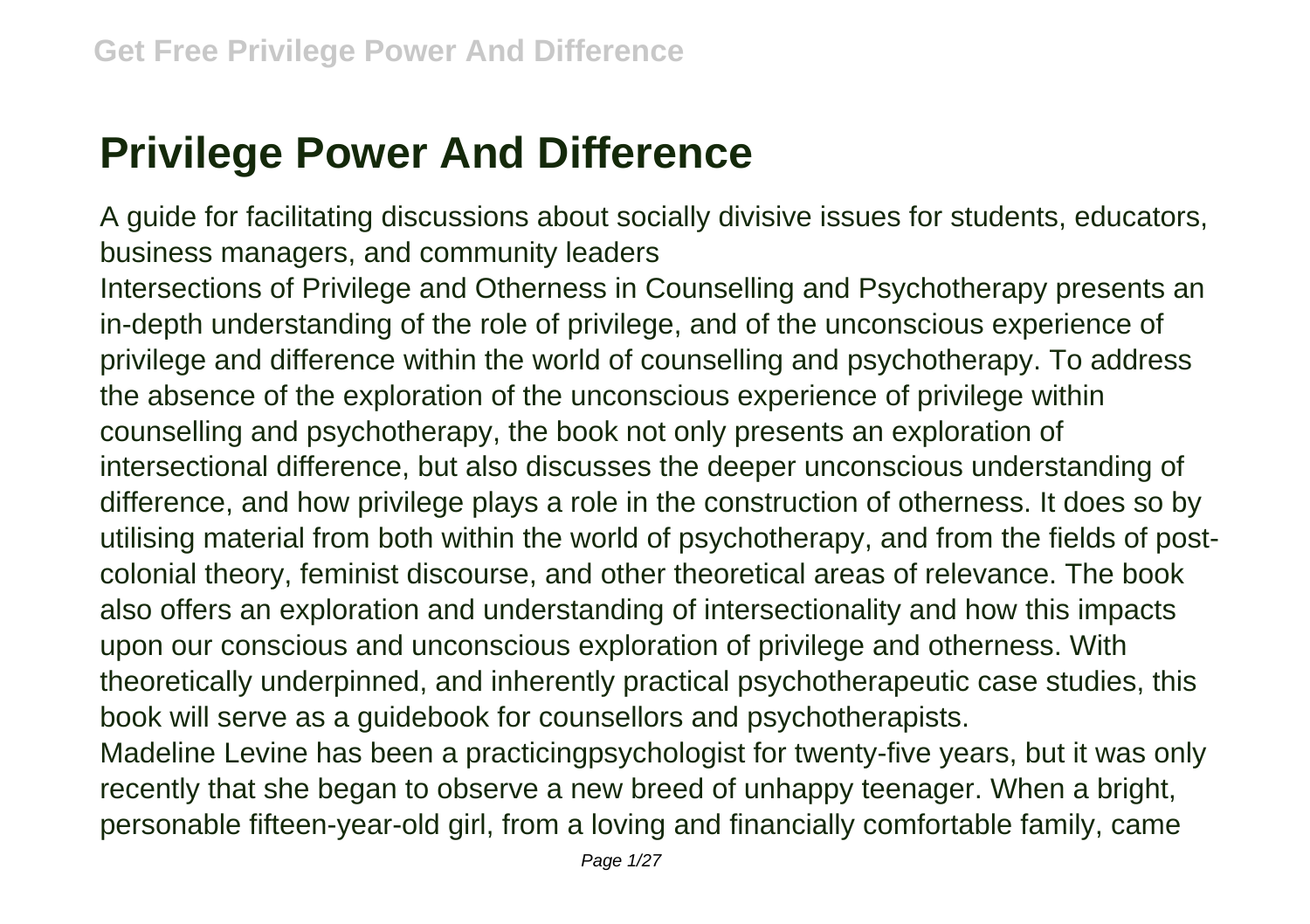# Privilege Power And Difference

A guide for facilitating discussions about socially divisive issues for students, educators, business managers, and community leaders

Intersections of Privilege and Otherness in Counselling and Psychotherapy presents an in-depth understanding of the role of privilege, and of the unconscious experience of privilege and difference within the world of counselling and psychotherapy. To address the absence of the exploration of the unconscious experience of privilege within counselling and psychotherapy, the book not only presents an exploration of intersectional difference, but also discusses the deeper unconscious understanding of difference, and how privilege plays a role in the construction of otherness. It does so by utilising material from both within the world of psychotherapy, and from the fields of post-colonial theory, feminist discourse, and other theoretical areas of relevance. The book also offers an exploration and understanding of intersectionality and how this impacts upon our conscious and unconscious exploration of privilege and otherness. With theoretically underpinned, and inherently practical psychotherapeutic case studies, this book will serve as a guidebook for counsellors and psychotherapists.

Madeline Levine has been a practicingpsychologist for twenty-five years, but it was only recently that she began to observe a new breed of unhappy teenager. When a bright, personable fifteen-year-old girl, from a loving and financially comfortable family, came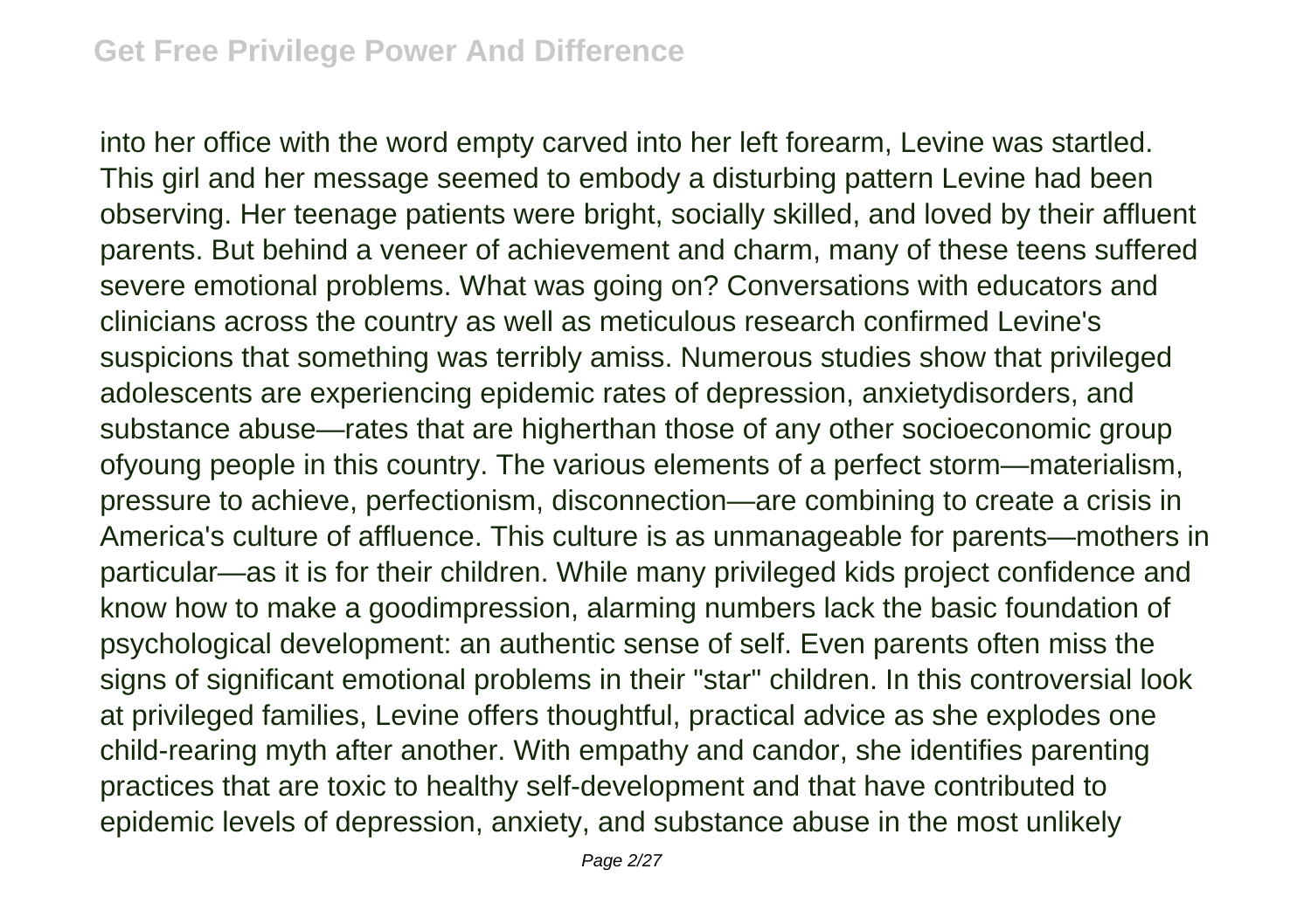into her office with the word empty carved into her left forearm, Levine was startled. This girl and her message seemed to embody a disturbing pattern Levine had been observing. Her teenage patients were bright, socially skilled, and loved by their affluent parents. But behind a veneer of achievement and charm, many of these teens suffered severe emotional problems. What was going on? Conversations with educators and clinicians across the country as well as meticulous research confirmed Levine's suspicions that something was terribly amiss. Numerous studies show that privileged adolescents are experiencing epidemic rates of depression, anxietydisorders, and substance abuse—rates that are higherthan those of any other socioeconomic group ofyoung people in this country. The various elements of a perfect storm—materialism, pressure to achieve, perfectionism, disconnection—are combining to create a crisis in America's culture of affluence. This culture is as unmanageable for parents—mothers in particular—as it is for their children. While many privileged kids project confidence and know how to make a goodimpression, alarming numbers lack the basic foundation of psychological development: an authentic sense of self. Even parents often miss the signs of significant emotional problems in their "star" children. In this controversial look at privileged families, Levine offers thoughtful, practical advice as she explodes one child-rearing myth after another. With empathy and candor, she identifies parenting practices that are toxic to healthy self-development and that have contributed to epidemic levels of depression, anxiety, and substance abuse in the most unlikely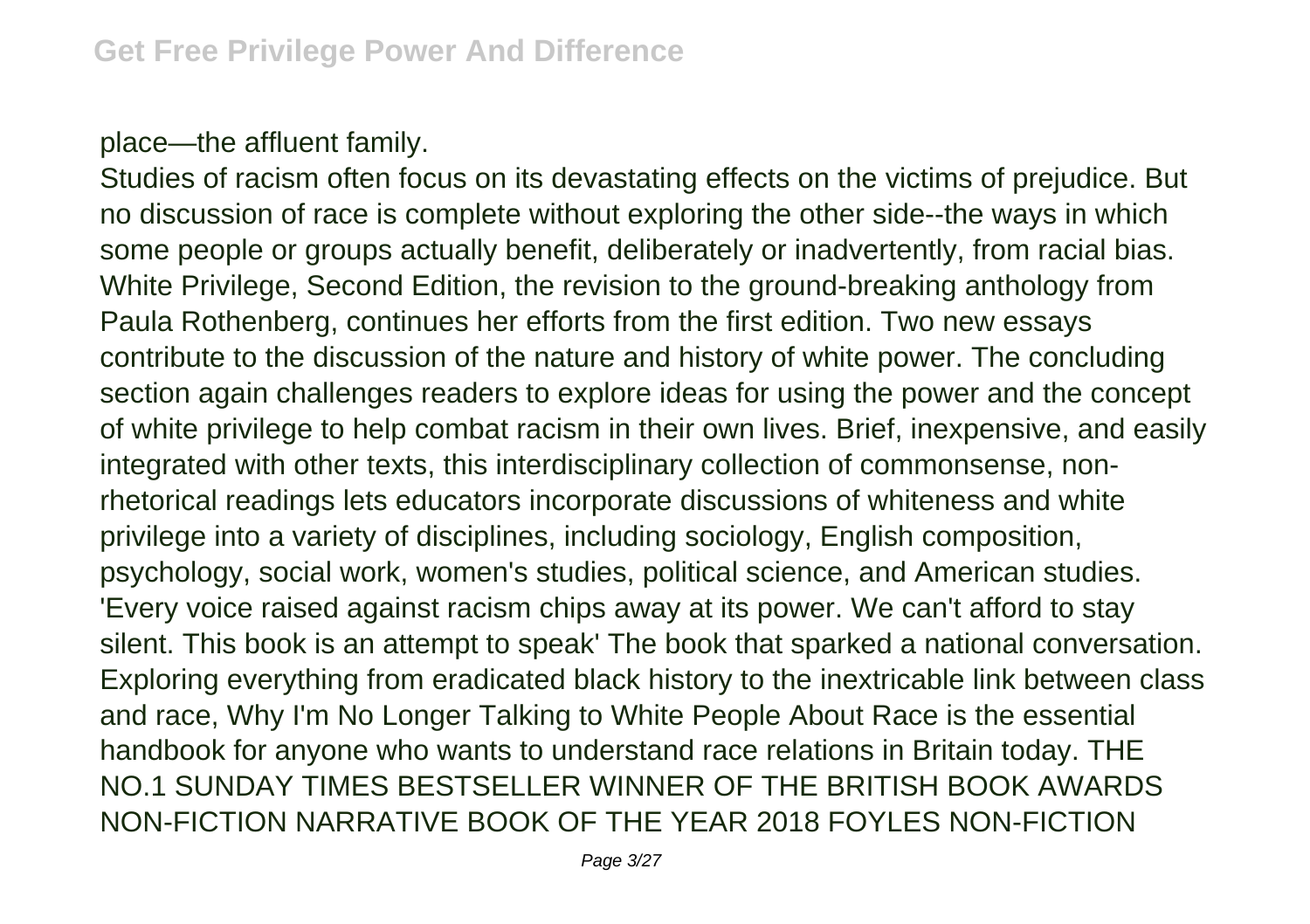place—the affluent family.

Studies of racism often focus on its devastating effects on the victims of prejudice. But no discussion of race is complete without exploring the other side--the ways in which some people or groups actually benefit, deliberately or inadvertently, from racial bias. White Privilege, Second Edition, the revision to the ground-breaking anthology from Paula Rothenberg, continues her efforts from the first edition. Two new essays contribute to the discussion of the nature and history of white power. The concluding section again challenges readers to explore ideas for using the power and the concept of white privilege to help combat racism in their own lives. Brief, inexpensive, and easily integrated with other texts, this interdisciplinary collection of commonsense, non-rhetorical readings lets educators incorporate discussions of whiteness and white privilege into a variety of disciplines, including sociology, English composition, psychology, social work, women's studies, political science, and American studies.

'Every voice raised against racism chips away at its power. We can't afford to stay silent. This book is an attempt to speak' The book that sparked a national conversation. Exploring everything from eradicated black history to the inextricable link between class and race, Why I'm No Longer Talking to White People About Race is the essential handbook for anyone who wants to understand race relations in Britain today. THE NO.1 SUNDAY TIMES BESTSELLER WINNER OF THE BRITISH BOOK AWARDS NON-FICTION NARRATIVE BOOK OF THE YEAR 2018 FOYLES NON-FICTION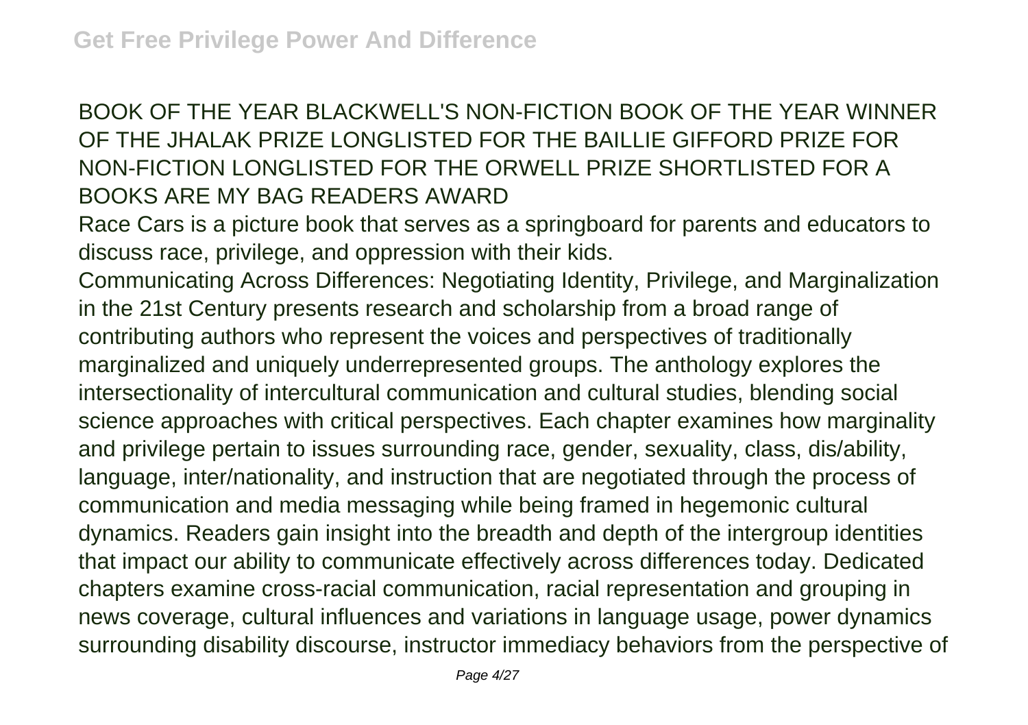BOOK OF THE YEAR BLACKWELL'S NON-FICTION BOOK OF THE YEAR WINNER OF THE JHALAK PRIZE LONGLISTED FOR THE BAILLIE GIFFORD PRIZE FOR NON-FICTION LONGLISTED FOR THE ORWELL PRIZE SHORTLISTED FOR A BOOKS ARE MY BAG READERS AWARD

Race Cars is a picture book that serves as a springboard for parents and educators to discuss race, privilege, and oppression with their kids.

Communicating Across Differences: Negotiating Identity, Privilege, and Marginalization in the 21st Century presents research and scholarship from a broad range of contributing authors who represent the voices and perspectives of traditionally marginalized and uniquely underrepresented groups. The anthology explores the intersectionality of intercultural communication and cultural studies, blending social science approaches with critical perspectives. Each chapter examines how marginality and privilege pertain to issues surrounding race, gender, sexuality, class, dis/ability, language, inter/nationality, and instruction that are negotiated through the process of communication and media messaging while being framed in hegemonic cultural dynamics. Readers gain insight into the breadth and depth of the intergroup identities that impact our ability to communicate effectively across differences today. Dedicated chapters examine cross-racial communication, racial representation and grouping in news coverage, cultural influences and variations in language usage, power dynamics surrounding disability discourse, instructor immediacy behaviors from the perspective of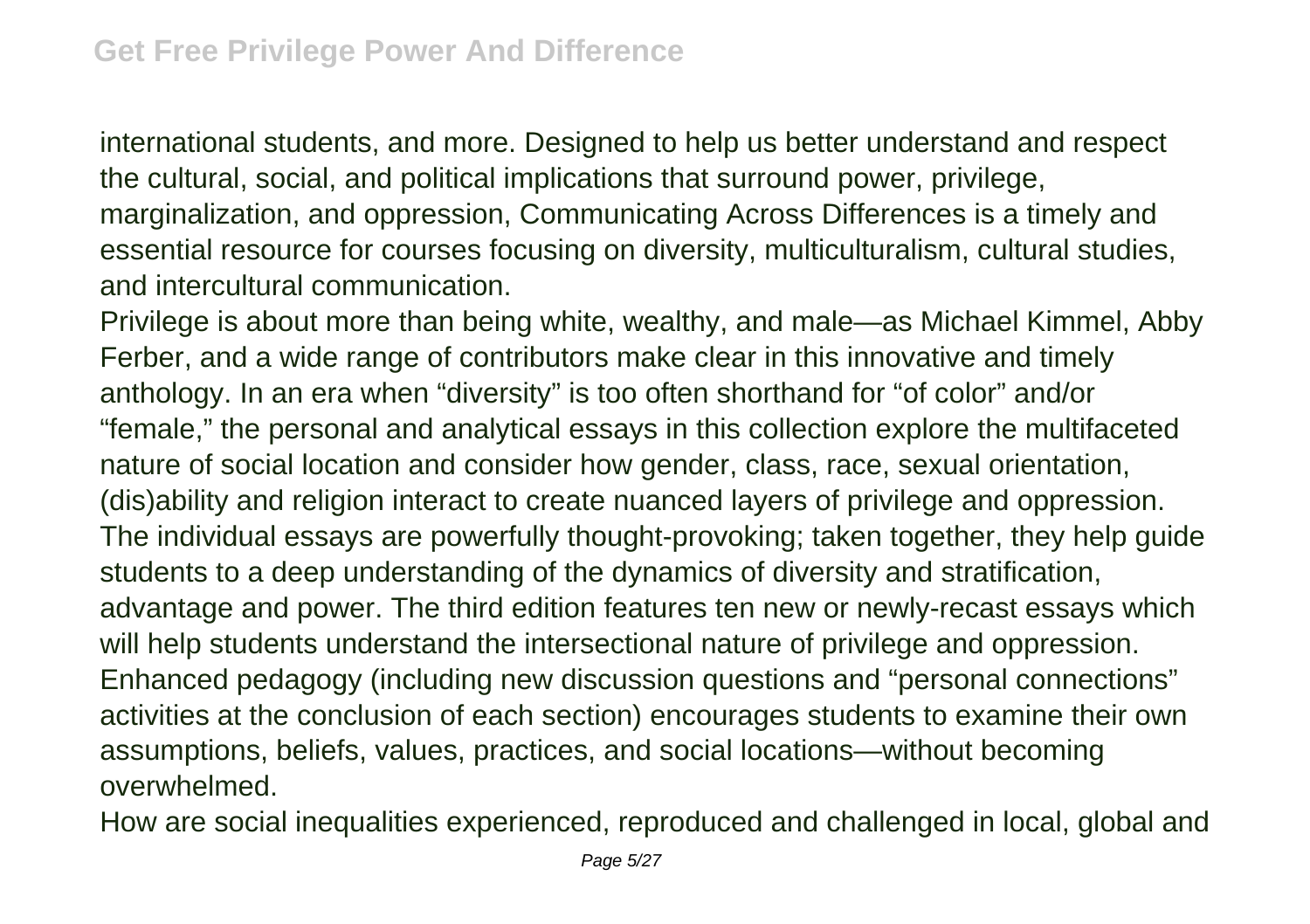international students, and more. Designed to help us better understand and respect the cultural, social, and political implications that surround power, privilege, marginalization, and oppression, Communicating Across Differences is a timely and essential resource for courses focusing on diversity, multiculturalism, cultural studies, and intercultural communication.

Privilege is about more than being white, wealthy, and male—as Michael Kimmel, Abby Ferber, and a wide range of contributors make clear in this innovative and timely anthology. In an era when "diversity" is too often shorthand for "of color" and/or "female," the personal and analytical essays in this collection explore the multifaceted nature of social location and consider how gender, class, race, sexual orientation, (dis)ability and religion interact to create nuanced layers of privilege and oppression. The individual essays are powerfully thought-provoking; taken together, they help guide students to a deep understanding of the dynamics of diversity and stratification, advantage and power. The third edition features ten new or newly-recast essays which will help students understand the intersectional nature of privilege and oppression. Enhanced pedagogy (including new discussion questions and "personal connections" activities at the conclusion of each section) encourages students to examine their own assumptions, beliefs, values, practices, and social locations—without becoming overwhelmed.

How are social inequalities experienced, reproduced and challenged in local, global and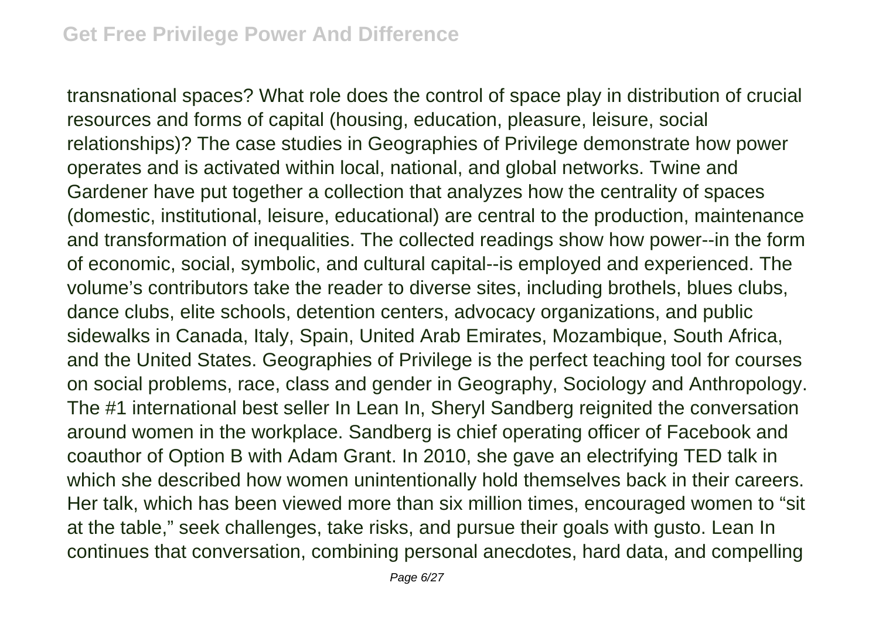transnational spaces? What role does the control of space play in distribution of crucial resources and forms of capital (housing, education, pleasure, leisure, social relationships)? The case studies in Geographies of Privilege demonstrate how power operates and is activated within local, national, and global networks. Twine and Gardener have put together a collection that analyzes how the centrality of spaces (domestic, institutional, leisure, educational) are central to the production, maintenance and transformation of inequalities. The collected readings show how power--in the form of economic, social, symbolic, and cultural capital--is employed and experienced. The volume's contributors take the reader to diverse sites, including brothels, blues clubs, dance clubs, elite schools, detention centers, advocacy organizations, and public sidewalks in Canada, Italy, Spain, United Arab Emirates, Mozambique, South Africa, and the United States. Geographies of Privilege is the perfect teaching tool for courses on social problems, race, class and gender in Geography, Sociology and Anthropology. The #1 international best seller In Lean In, Sheryl Sandberg reignited the conversation around women in the workplace. Sandberg is chief operating officer of Facebook and coauthor of Option B with Adam Grant. In 2010, she gave an electrifying TED talk in which she described how women unintentionally hold themselves back in their careers. Her talk, which has been viewed more than six million times, encouraged women to "sit at the table," seek challenges, take risks, and pursue their goals with gusto. Lean In continues that conversation, combining personal anecdotes, hard data, and compelling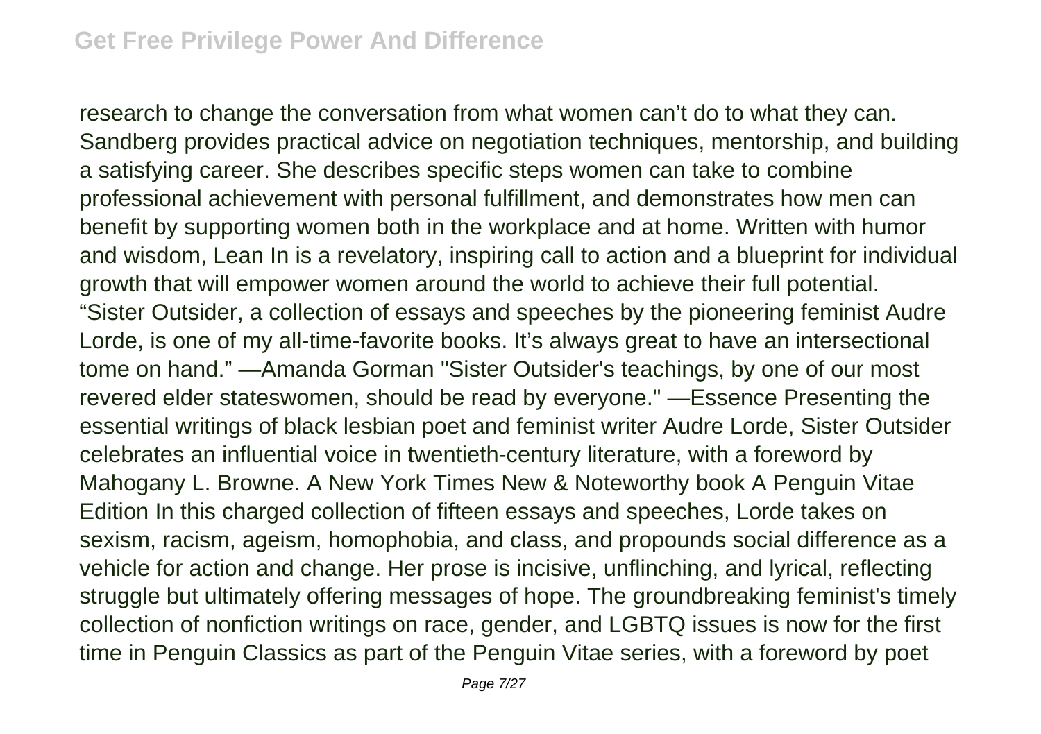research to change the conversation from what women can't do to what they can. Sandberg provides practical advice on negotiation techniques, mentorship, and building a satisfying career. She describes specific steps women can take to combine professional achievement with personal fulfillment, and demonstrates how men can benefit by supporting women both in the workplace and at home. Written with humor and wisdom, Lean In is a revelatory, inspiring call to action and a blueprint for individual growth that will empower women around the world to achieve their full potential.
"Sister Outsider, a collection of essays and speeches by the pioneering feminist Audre Lorde, is one of my all-time-favorite books. It's always great to have an intersectional tome on hand." —Amanda Gorman "Sister Outsider's teachings, by one of our most revered elder stateswomen, should be read by everyone." —Essence Presenting the essential writings of black lesbian poet and feminist writer Audre Lorde, Sister Outsider celebrates an influential voice in twentieth-century literature, with a foreword by Mahogany L. Browne. A New York Times New & Noteworthy book A Penguin Vitae Edition In this charged collection of fifteen essays and speeches, Lorde takes on sexism, racism, ageism, homophobia, and class, and propounds social difference as a vehicle for action and change. Her prose is incisive, unflinching, and lyrical, reflecting struggle but ultimately offering messages of hope. The groundbreaking feminist's timely collection of nonfiction writings on race, gender, and LGBTQ issues is now for the first time in Penguin Classics as part of the Penguin Vitae series, with a foreword by poet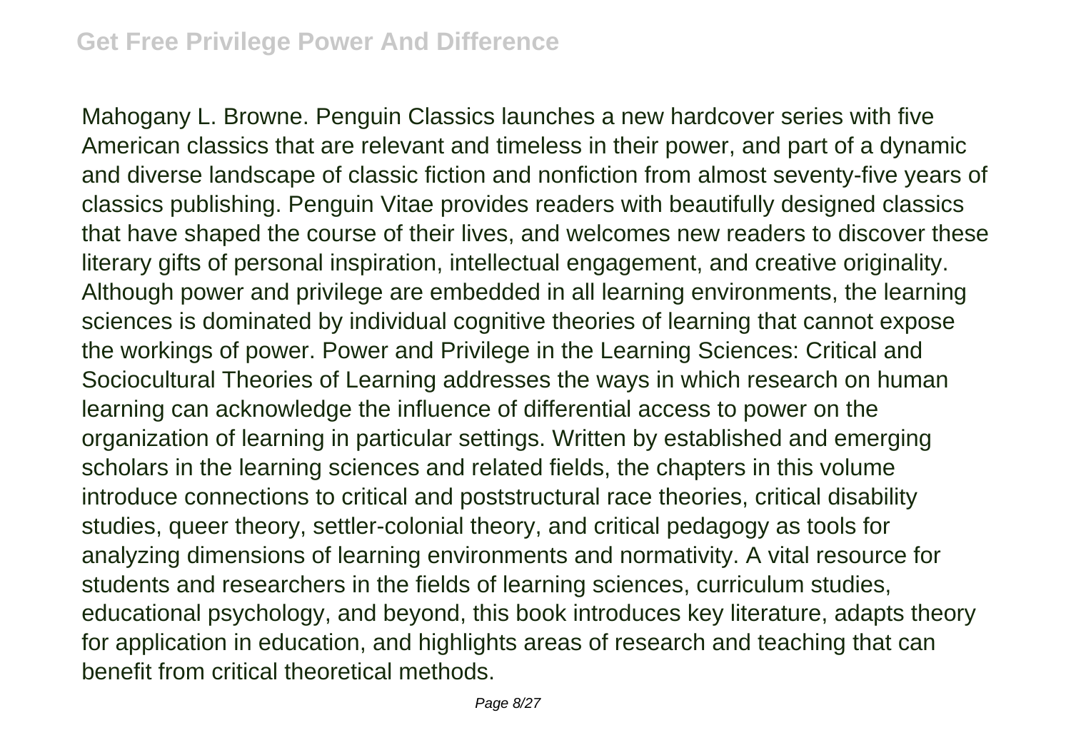Mahogany L. Browne. Penguin Classics launches a new hardcover series with five American classics that are relevant and timeless in their power, and part of a dynamic and diverse landscape of classic fiction and nonfiction from almost seventy-five years of classics publishing. Penguin Vitae provides readers with beautifully designed classics that have shaped the course of their lives, and welcomes new readers to discover these literary gifts of personal inspiration, intellectual engagement, and creative originality. Although power and privilege are embedded in all learning environments, the learning sciences is dominated by individual cognitive theories of learning that cannot expose the workings of power. Power and Privilege in the Learning Sciences: Critical and Sociocultural Theories of Learning addresses the ways in which research on human learning can acknowledge the influence of differential access to power on the organization of learning in particular settings. Written by established and emerging scholars in the learning sciences and related fields, the chapters in this volume introduce connections to critical and poststructural race theories, critical disability studies, queer theory, settler-colonial theory, and critical pedagogy as tools for analyzing dimensions of learning environments and normativity. A vital resource for students and researchers in the fields of learning sciences, curriculum studies, educational psychology, and beyond, this book introduces key literature, adapts theory for application in education, and highlights areas of research and teaching that can benefit from critical theoretical methods.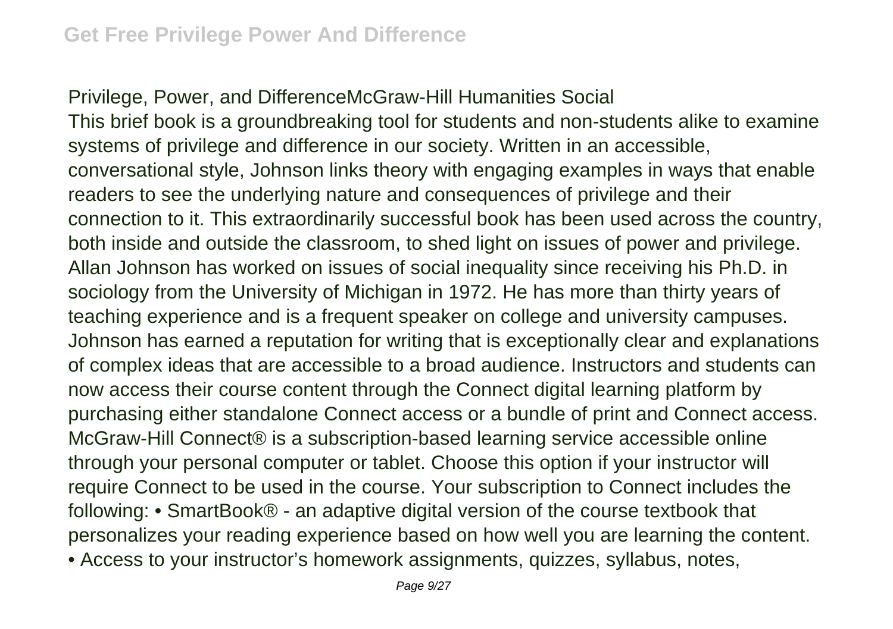Privilege, Power, and DifferenceMcGraw-Hill Humanities Social

This brief book is a groundbreaking tool for students and non-students alike to examine systems of privilege and difference in our society. Written in an accessible, conversational style, Johnson links theory with engaging examples in ways that enable readers to see the underlying nature and consequences of privilege and their connection to it. This extraordinarily successful book has been used across the country, both inside and outside the classroom, to shed light on issues of power and privilege. Allan Johnson has worked on issues of social inequality since receiving his Ph.D. in sociology from the University of Michigan in 1972. He has more than thirty years of teaching experience and is a frequent speaker on college and university campuses. Johnson has earned a reputation for writing that is exceptionally clear and explanations of complex ideas that are accessible to a broad audience. Instructors and students can now access their course content through the Connect digital learning platform by purchasing either standalone Connect access or a bundle of print and Connect access. McGraw-Hill Connect® is a subscription-based learning service accessible online through your personal computer or tablet. Choose this option if your instructor will require Connect to be used in the course. Your subscription to Connect includes the following:

- SmartBook® - an adaptive digital version of the course textbook that personalizes your reading experience based on how well you are learning the content.
- Access to your instructor's homework assignments, quizzes, syllabus, notes,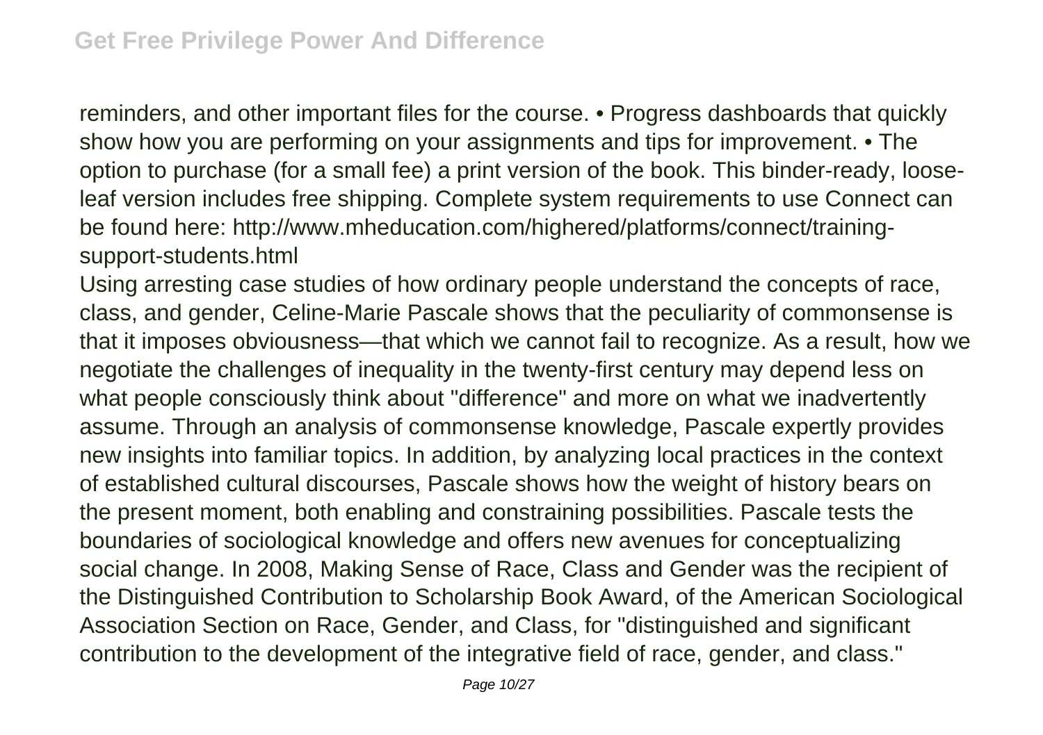reminders, and other important files for the course. • Progress dashboards that quickly show how you are performing on your assignments and tips for improvement. • The option to purchase (for a small fee) a print version of the book. This binder-ready, loose-leaf version includes free shipping. Complete system requirements to use Connect can be found here: http://www.mheducation.com/highered/platforms/connect/training-support-students.html

Using arresting case studies of how ordinary people understand the concepts of race, class, and gender, Celine-Marie Pascale shows that the peculiarity of commonsense is that it imposes obviousness—that which we cannot fail to recognize. As a result, how we negotiate the challenges of inequality in the twenty-first century may depend less on what people consciously think about "difference" and more on what we inadvertently assume. Through an analysis of commonsense knowledge, Pascale expertly provides new insights into familiar topics. In addition, by analyzing local practices in the context of established cultural discourses, Pascale shows how the weight of history bears on the present moment, both enabling and constraining possibilities. Pascale tests the boundaries of sociological knowledge and offers new avenues for conceptualizing social change. In 2008, Making Sense of Race, Class and Gender was the recipient of the Distinguished Contribution to Scholarship Book Award, of the American Sociological Association Section on Race, Gender, and Class, for "distinguished and significant contribution to the development of the integrative field of race, gender, and class."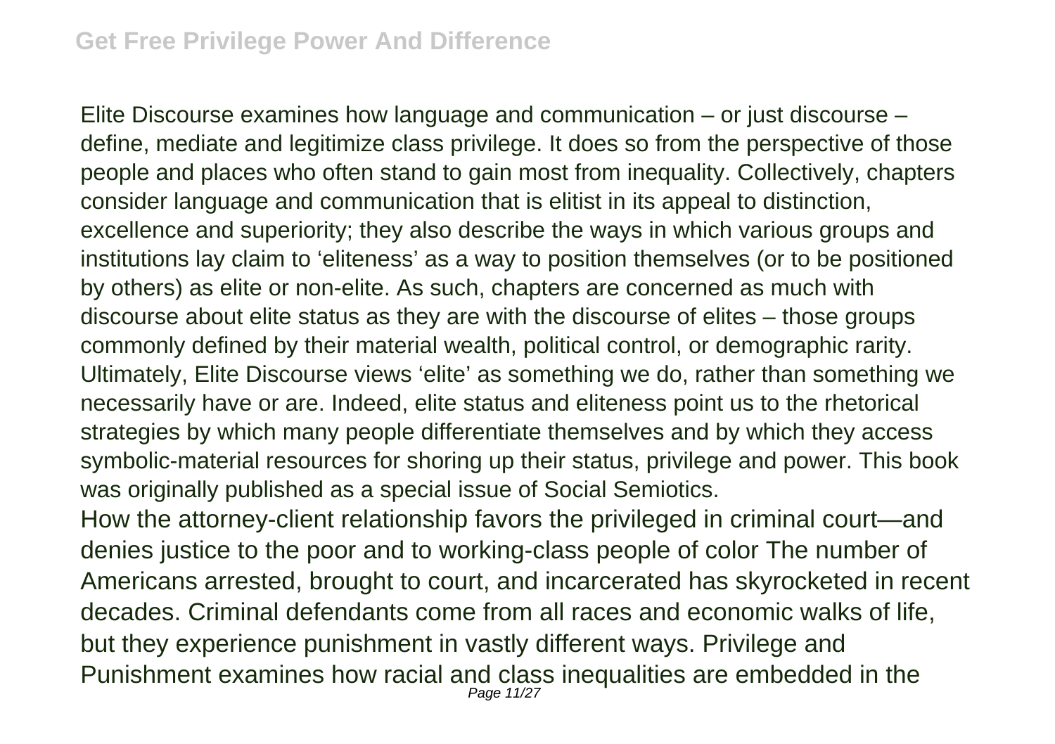Elite Discourse examines how language and communication – or just discourse – define, mediate and legitimize class privilege. It does so from the perspective of those people and places who often stand to gain most from inequality. Collectively, chapters consider language and communication that is elitist in its appeal to distinction, excellence and superiority; they also describe the ways in which various groups and institutions lay claim to 'eliteness' as a way to position themselves (or to be positioned by others) as elite or non-elite. As such, chapters are concerned as much with discourse about elite status as they are with the discourse of elites – those groups commonly defined by their material wealth, political control, or demographic rarity. Ultimately, Elite Discourse views 'elite' as something we do, rather than something we necessarily have or are. Indeed, elite status and eliteness point us to the rhetorical strategies by which many people differentiate themselves and by which they access symbolic-material resources for shoring up their status, privilege and power. This book was originally published as a special issue of Social Semiotics.

How the attorney-client relationship favors the privileged in criminal court—and denies justice to the poor and to working-class people of color The number of Americans arrested, brought to court, and incarcerated has skyrocketed in recent decades. Criminal defendants come from all races and economic walks of life, but they experience punishment in vastly different ways. Privilege and Punishment examines how racial and class inequalities are embedded in the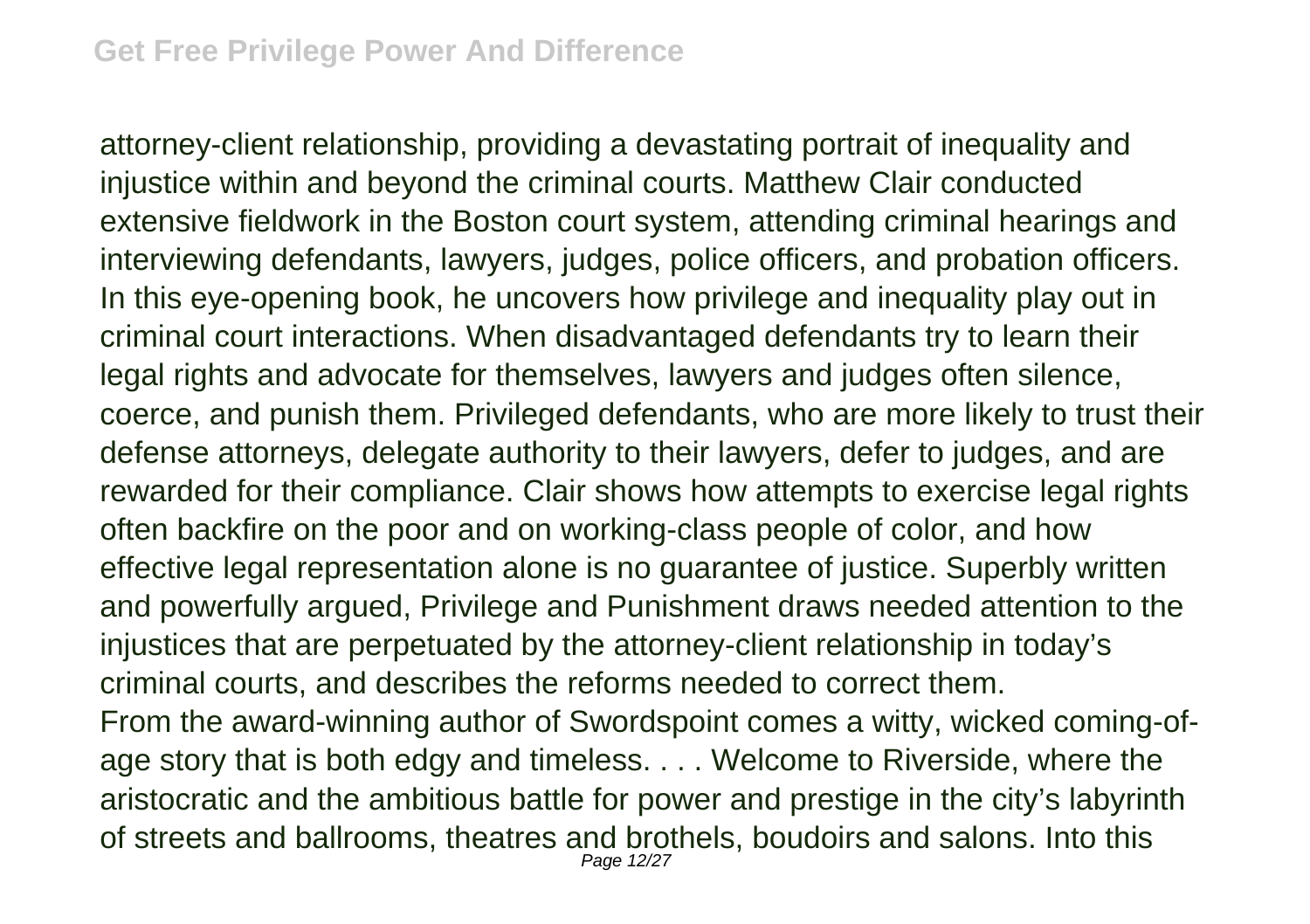attorney-client relationship, providing a devastating portrait of inequality and injustice within and beyond the criminal courts. Matthew Clair conducted extensive fieldwork in the Boston court system, attending criminal hearings and interviewing defendants, lawyers, judges, police officers, and probation officers. In this eye-opening book, he uncovers how privilege and inequality play out in criminal court interactions. When disadvantaged defendants try to learn their legal rights and advocate for themselves, lawyers and judges often silence, coerce, and punish them. Privileged defendants, who are more likely to trust their defense attorneys, delegate authority to their lawyers, defer to judges, and are rewarded for their compliance. Clair shows how attempts to exercise legal rights often backfire on the poor and on working-class people of color, and how effective legal representation alone is no guarantee of justice. Superbly written and powerfully argued, Privilege and Punishment draws needed attention to the injustices that are perpetuated by the attorney-client relationship in today's criminal courts, and describes the reforms needed to correct them.

From the award-winning author of Swordspoint comes a witty, wicked coming-of-age story that is both edgy and timeless. . . . Welcome to Riverside, where the aristocratic and the ambitious battle for power and prestige in the city's labyrinth of streets and ballrooms, theatres and brothels, boudoirs and salons. Into this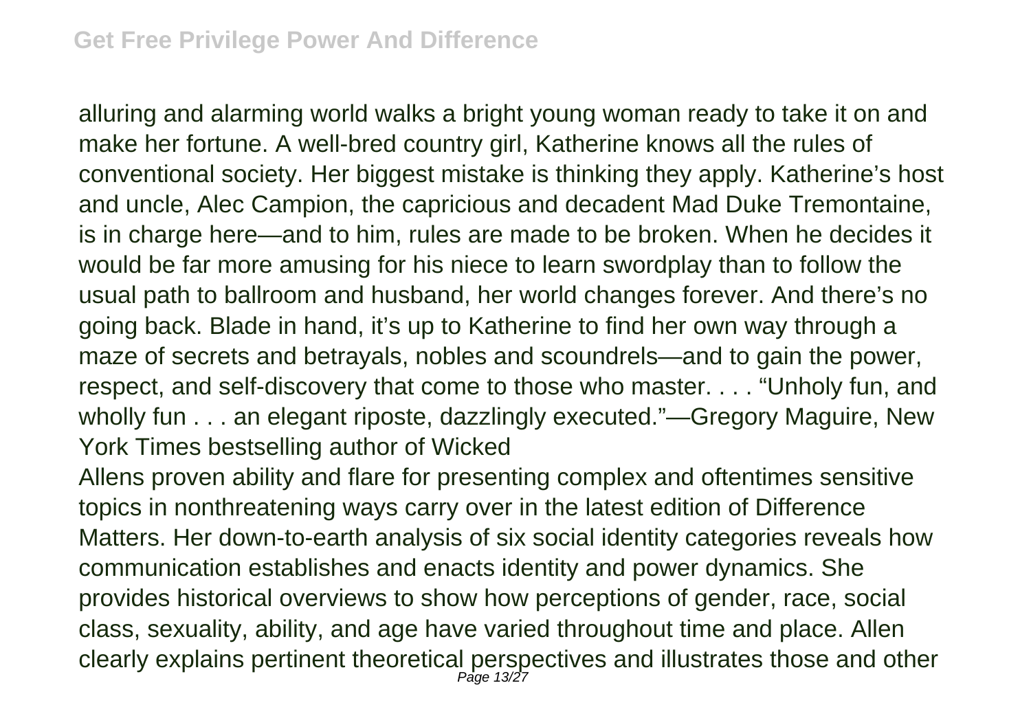alluring and alarming world walks a bright young woman ready to take it on and make her fortune. A well-bred country girl, Katherine knows all the rules of conventional society. Her biggest mistake is thinking they apply. Katherine's host and uncle, Alec Campion, the capricious and decadent Mad Duke Tremontaine, is in charge here—and to him, rules are made to be broken. When he decides it would be far more amusing for his niece to learn swordplay than to follow the usual path to ballroom and husband, her world changes forever. And there's no going back. Blade in hand, it's up to Katherine to find her own way through a maze of secrets and betrayals, nobles and scoundrels—and to gain the power, respect, and self-discovery that come to those who master. . . . "Unholy fun, and wholly fun . . . an elegant riposte, dazzlingly executed."—Gregory Maguire, New York Times bestselling author of Wicked

Allens proven ability and flare for presenting complex and oftentimes sensitive topics in nonthreatening ways carry over in the latest edition of Difference Matters. Her down-to-earth analysis of six social identity categories reveals how communication establishes and enacts identity and power dynamics. She provides historical overviews to show how perceptions of gender, race, social class, sexuality, ability, and age have varied throughout time and place. Allen clearly explains pertinent theoretical perspectives and illustrates those and other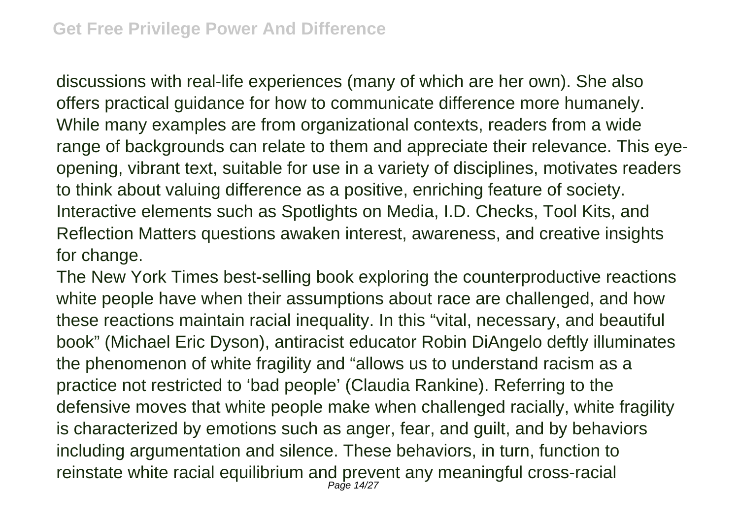discussions with real-life experiences (many of which are her own). She also offers practical guidance for how to communicate difference more humanely. While many examples are from organizational contexts, readers from a wide range of backgrounds can relate to them and appreciate their relevance. This eye-opening, vibrant text, suitable for use in a variety of disciplines, motivates readers to think about valuing difference as a positive, enriching feature of society. Interactive elements such as Spotlights on Media, I.D. Checks, Tool Kits, and Reflection Matters questions awaken interest, awareness, and creative insights for change.

The New York Times best-selling book exploring the counterproductive reactions white people have when their assumptions about race are challenged, and how these reactions maintain racial inequality. In this "vital, necessary, and beautiful book" (Michael Eric Dyson), antiracist educator Robin DiAngelo deftly illuminates the phenomenon of white fragility and "allows us to understand racism as a practice not restricted to 'bad people' (Claudia Rankine). Referring to the defensive moves that white people make when challenged racially, white fragility is characterized by emotions such as anger, fear, and guilt, and by behaviors including argumentation and silence. These behaviors, in turn, function to reinstate white racial equilibrium and prevent any meaningful cross-racial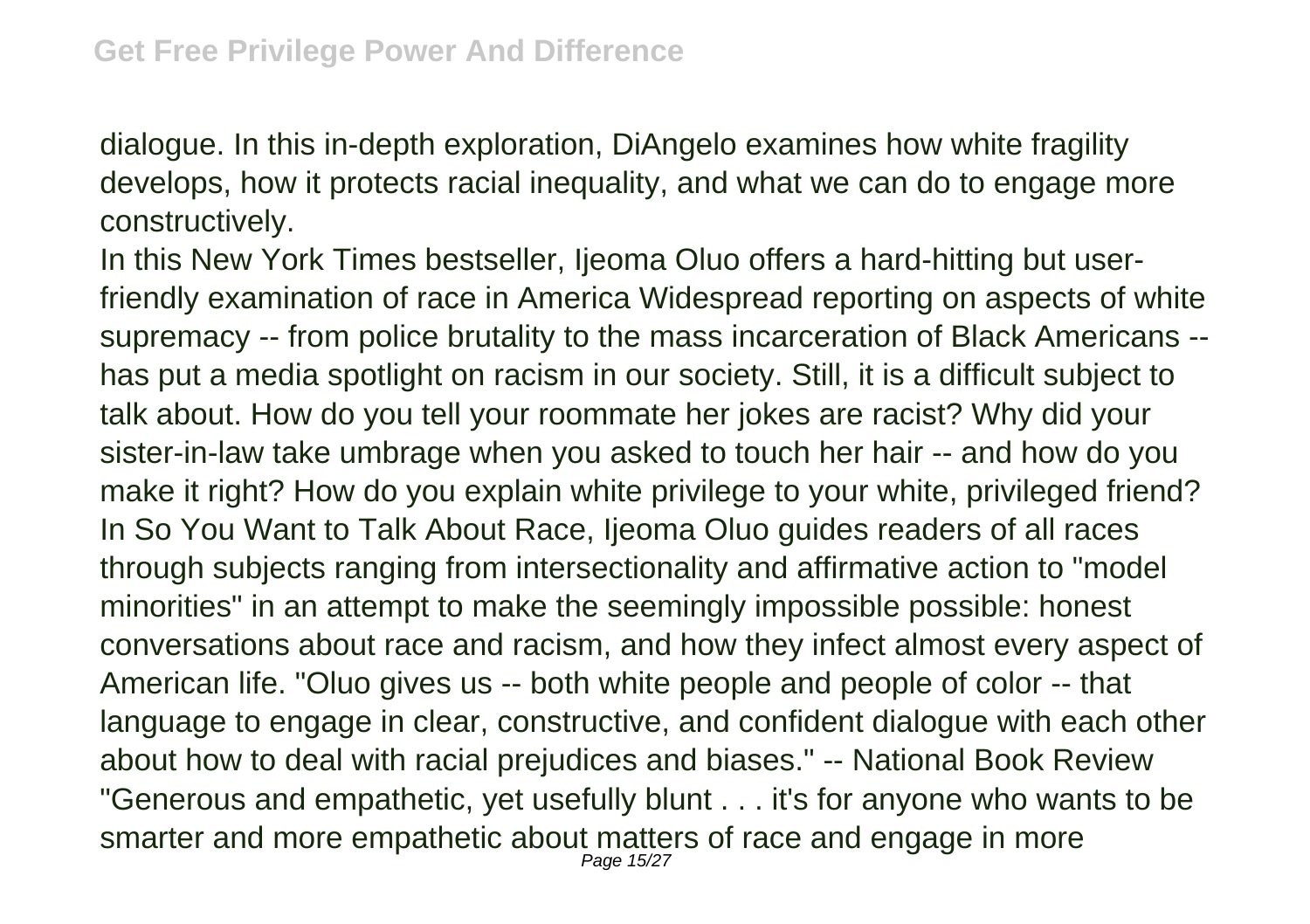dialogue. In this in-depth exploration, DiAngelo examines how white fragility develops, how it protects racial inequality, and what we can do to engage more constructively.

In this New York Times bestseller, Ijeoma Oluo offers a hard-hitting but user-friendly examination of race in America Widespread reporting on aspects of white supremacy -- from police brutality to the mass incarceration of Black Americans -- has put a media spotlight on racism in our society. Still, it is a difficult subject to talk about. How do you tell your roommate her jokes are racist? Why did your sister-in-law take umbrage when you asked to touch her hair -- and how do you make it right? How do you explain white privilege to your white, privileged friend? In So You Want to Talk About Race, Ijeoma Oluo guides readers of all races through subjects ranging from intersectionality and affirmative action to "model minorities" in an attempt to make the seemingly impossible possible: honest conversations about race and racism, and how they infect almost every aspect of American life. "Oluo gives us -- both white people and people of color -- that language to engage in clear, constructive, and confident dialogue with each other about how to deal with racial prejudices and biases." -- National Book Review "Generous and empathetic, yet usefully blunt . . . it's for anyone who wants to be smarter and more empathetic about matters of race and engage in more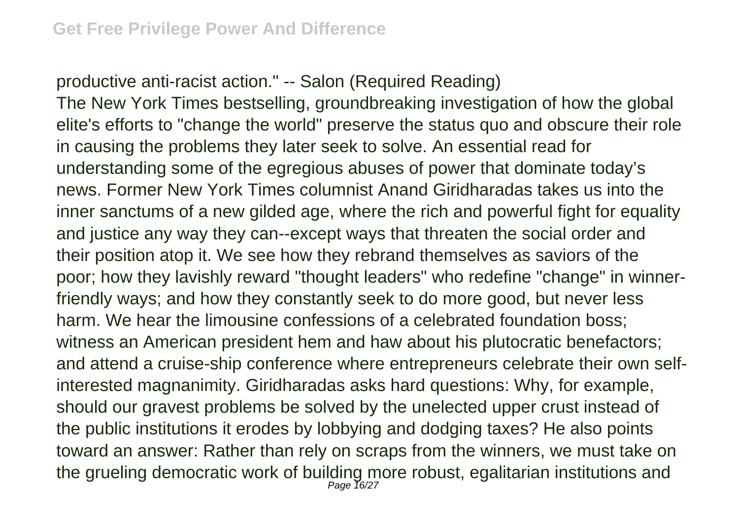productive anti-racist action." -- Salon (Required Reading)

The New York Times bestselling, groundbreaking investigation of how the global elite's efforts to "change the world" preserve the status quo and obscure their role in causing the problems they later seek to solve. An essential read for understanding some of the egregious abuses of power that dominate today's news. Former New York Times columnist Anand Giridharadas takes us into the inner sanctums of a new gilded age, where the rich and powerful fight for equality and justice any way they can--except ways that threaten the social order and their position atop it. We see how they rebrand themselves as saviors of the poor; how they lavishly reward "thought leaders" who redefine "change" in winner-friendly ways; and how they constantly seek to do more good, but never less harm. We hear the limousine confessions of a celebrated foundation boss; witness an American president hem and haw about his plutocratic benefactors; and attend a cruise-ship conference where entrepreneurs celebrate their own self-interested magnanimity. Giridharadas asks hard questions: Why, for example, should our gravest problems be solved by the unelected upper crust instead of the public institutions it erodes by lobbying and dodging taxes? He also points toward an answer: Rather than rely on scraps from the winners, we must take on the grueling democratic work of building more robust, egalitarian institutions and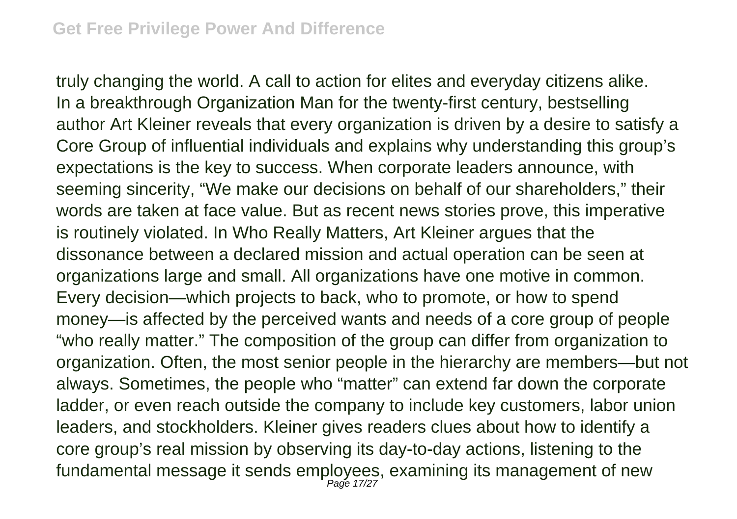truly changing the world. A call to action for elites and everyday citizens alike.
In a breakthrough Organization Man for the twenty-first century, bestselling author Art Kleiner reveals that every organization is driven by a desire to satisfy a Core Group of influential individuals and explains why understanding this group's expectations is the key to success. When corporate leaders announce, with seeming sincerity, "We make our decisions on behalf of our shareholders," their words are taken at face value. But as recent news stories prove, this imperative is routinely violated. In Who Really Matters, Art Kleiner argues that the dissonance between a declared mission and actual operation can be seen at organizations large and small. All organizations have one motive in common. Every decision—which projects to back, who to promote, or how to spend money—is affected by the perceived wants and needs of a core group of people "who really matter." The composition of the group can differ from organization to organization. Often, the most senior people in the hierarchy are members—but not always. Sometimes, the people who "matter" can extend far down the corporate ladder, or even reach outside the company to include key customers, labor union leaders, and stockholders. Kleiner gives readers clues about how to identify a core group's real mission by observing its day-to-day actions, listening to the fundamental message it sends employees, examining its management of new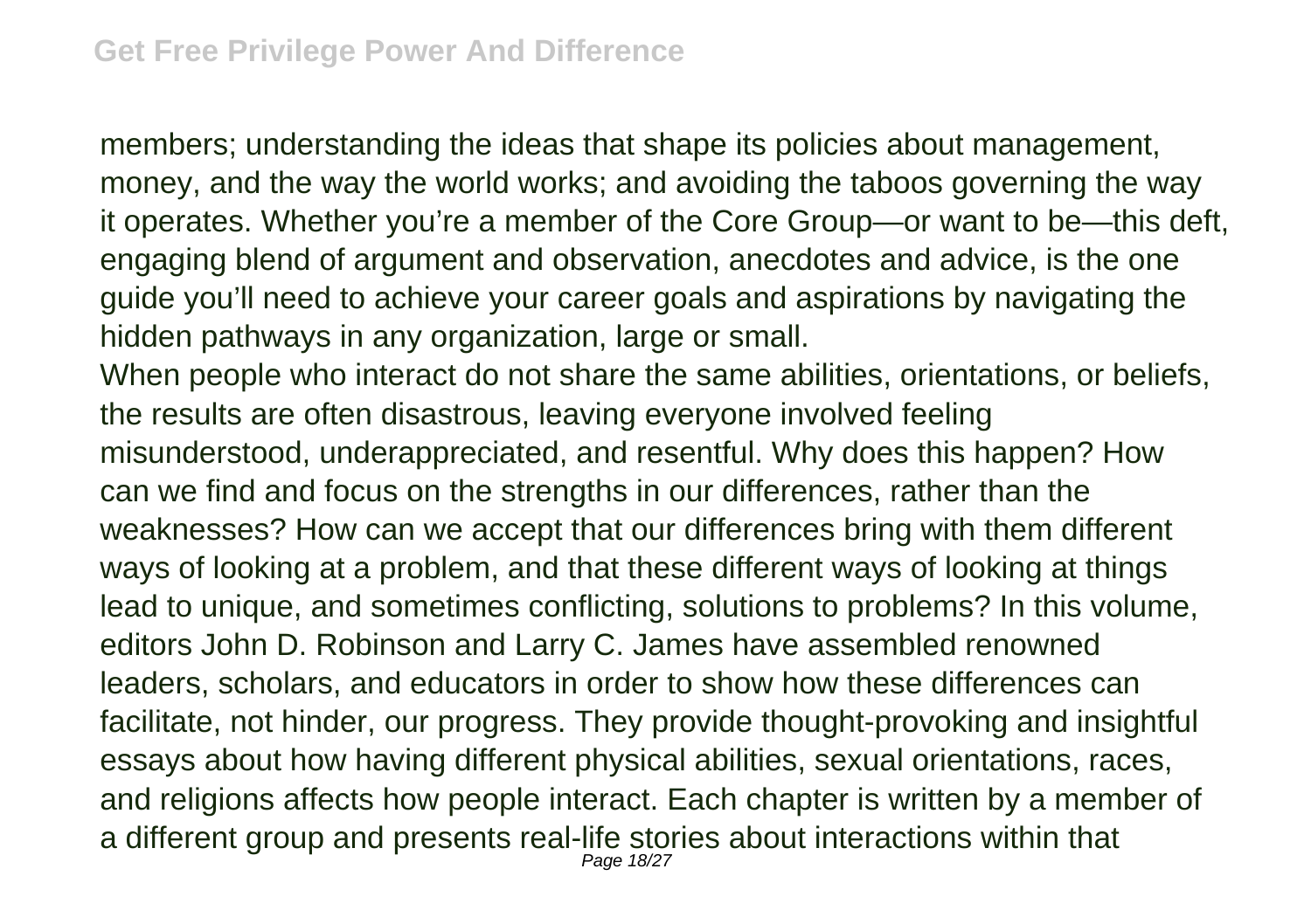members; understanding the ideas that shape its policies about management, money, and the way the world works; and avoiding the taboos governing the way it operates. Whether you're a member of the Core Group—or want to be—this deft, engaging blend of argument and observation, anecdotes and advice, is the one guide you'll need to achieve your career goals and aspirations by navigating the hidden pathways in any organization, large or small.

When people who interact do not share the same abilities, orientations, or beliefs, the results are often disastrous, leaving everyone involved feeling misunderstood, underappreciated, and resentful. Why does this happen? How can we find and focus on the strengths in our differences, rather than the weaknesses? How can we accept that our differences bring with them different ways of looking at a problem, and that these different ways of looking at things lead to unique, and sometimes conflicting, solutions to problems? In this volume, editors John D. Robinson and Larry C. James have assembled renowned leaders, scholars, and educators in order to show how these differences can facilitate, not hinder, our progress. They provide thought-provoking and insightful essays about how having different physical abilities, sexual orientations, races, and religions affects how people interact. Each chapter is written by a member of a different group and presents real-life stories about interactions within that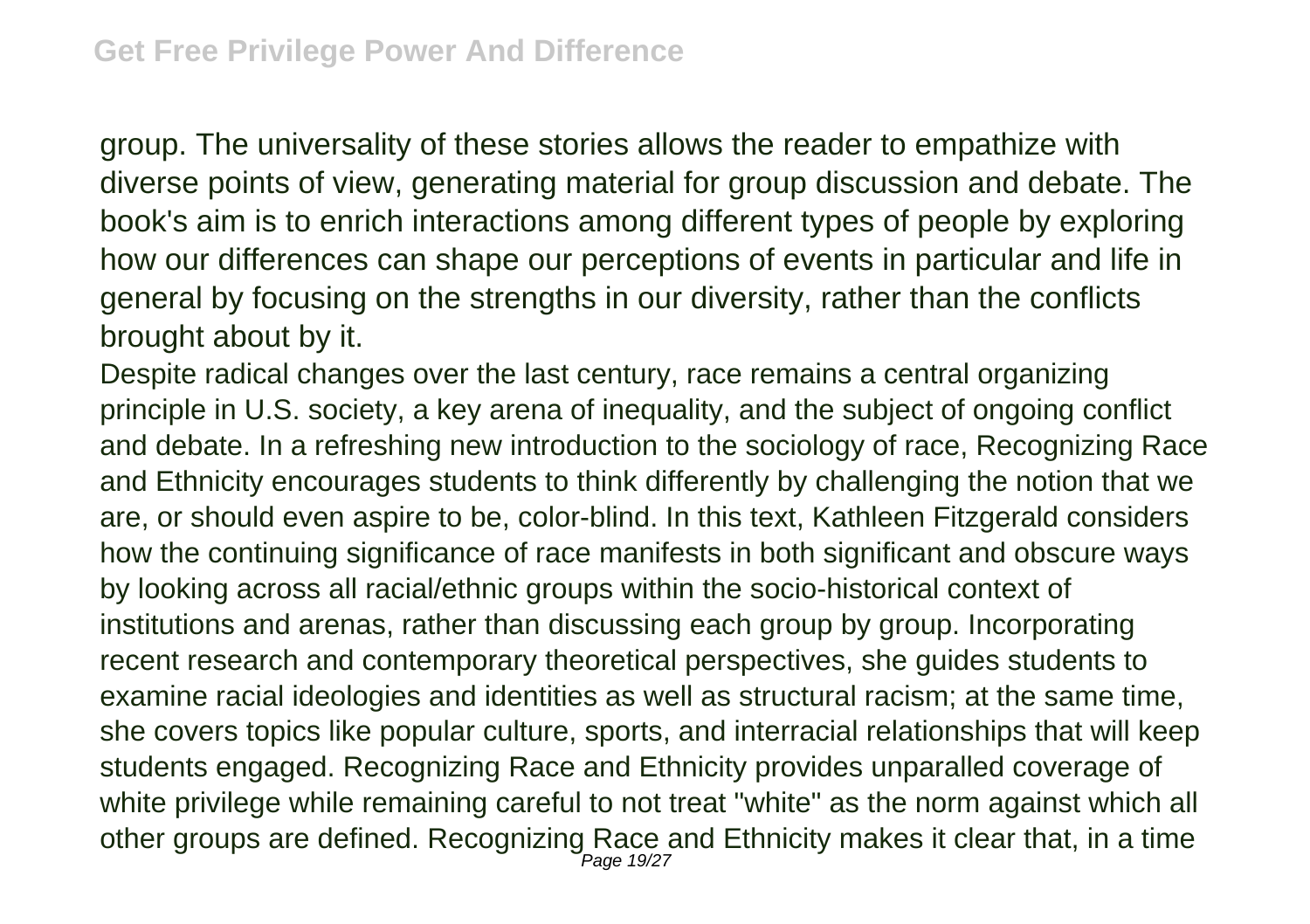group. The universality of these stories allows the reader to empathize with diverse points of view, generating material for group discussion and debate. The book's aim is to enrich interactions among different types of people by exploring how our differences can shape our perceptions of events in particular and life in general by focusing on the strengths in our diversity, rather than the conflicts brought about by it.

Despite radical changes over the last century, race remains a central organizing principle in U.S. society, a key arena of inequality, and the subject of ongoing conflict and debate. In a refreshing new introduction to the sociology of race, Recognizing Race and Ethnicity encourages students to think differently by challenging the notion that we are, or should even aspire to be, color-blind. In this text, Kathleen Fitzgerald considers how the continuing significance of race manifests in both significant and obscure ways by looking across all racial/ethnic groups within the socio-historical context of institutions and arenas, rather than discussing each group by group. Incorporating recent research and contemporary theoretical perspectives, she guides students to examine racial ideologies and identities as well as structural racism; at the same time, she covers topics like popular culture, sports, and interracial relationships that will keep students engaged. Recognizing Race and Ethnicity provides unparalled coverage of white privilege while remaining careful to not treat "white" as the norm against which all other groups are defined. Recognizing Race and Ethnicity makes it clear that, in a time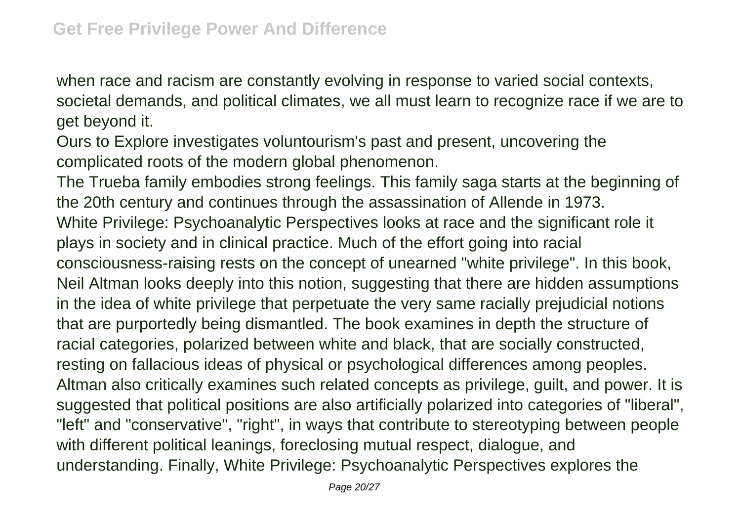when race and racism are constantly evolving in response to varied social contexts, societal demands, and political climates, we all must learn to recognize race if we are to get beyond it.

Ours to Explore investigates voluntourism's past and present, uncovering the complicated roots of the modern global phenomenon.

The Trueba family embodies strong feelings. This family saga starts at the beginning of the 20th century and continues through the assassination of Allende in 1973.

White Privilege: Psychoanalytic Perspectives looks at race and the significant role it plays in society and in clinical practice. Much of the effort going into racial consciousness-raising rests on the concept of unearned "white privilege". In this book, Neil Altman looks deeply into this notion, suggesting that there are hidden assumptions in the idea of white privilege that perpetuate the very same racially prejudicial notions that are purportedly being dismantled. The book examines in depth the structure of racial categories, polarized between white and black, that are socially constructed, resting on fallacious ideas of physical or psychological differences among peoples. Altman also critically examines such related concepts as privilege, guilt, and power. It is suggested that political positions are also artificially polarized into categories of "liberal", "left" and "conservative", "right", in ways that contribute to stereotyping between people with different political leanings, foreclosing mutual respect, dialogue, and understanding. Finally, White Privilege: Psychoanalytic Perspectives explores the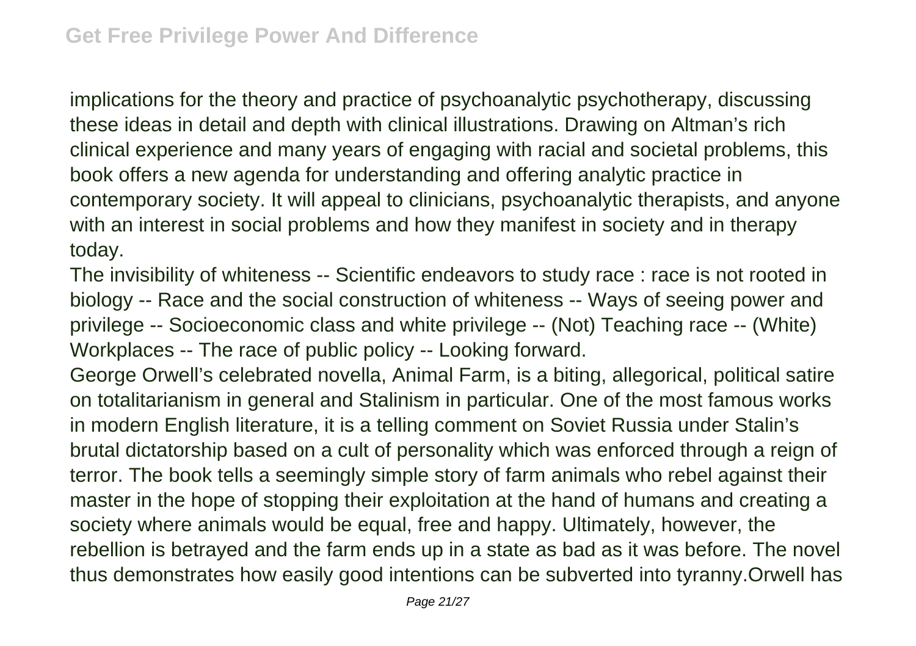implications for the theory and practice of psychoanalytic psychotherapy, discussing these ideas in detail and depth with clinical illustrations. Drawing on Altman's rich clinical experience and many years of engaging with racial and societal problems, this book offers a new agenda for understanding and offering analytic practice in contemporary society. It will appeal to clinicians, psychoanalytic therapists, and anyone with an interest in social problems and how they manifest in society and in therapy today.

The invisibility of whiteness -- Scientific endeavors to study race : race is not rooted in biology -- Race and the social construction of whiteness -- Ways of seeing power and privilege -- Socioeconomic class and white privilege -- (Not) Teaching race -- (White) Workplaces -- The race of public policy -- Looking forward.

George Orwell's celebrated novella, Animal Farm, is a biting, allegorical, political satire on totalitarianism in general and Stalinism in particular. One of the most famous works in modern English literature, it is a telling comment on Soviet Russia under Stalin's brutal dictatorship based on a cult of personality which was enforced through a reign of terror. The book tells a seemingly simple story of farm animals who rebel against their master in the hope of stopping their exploitation at the hand of humans and creating a society where animals would be equal, free and happy. Ultimately, however, the rebellion is betrayed and the farm ends up in a state as bad as it was before. The novel thus demonstrates how easily good intentions can be subverted into tyranny.Orwell has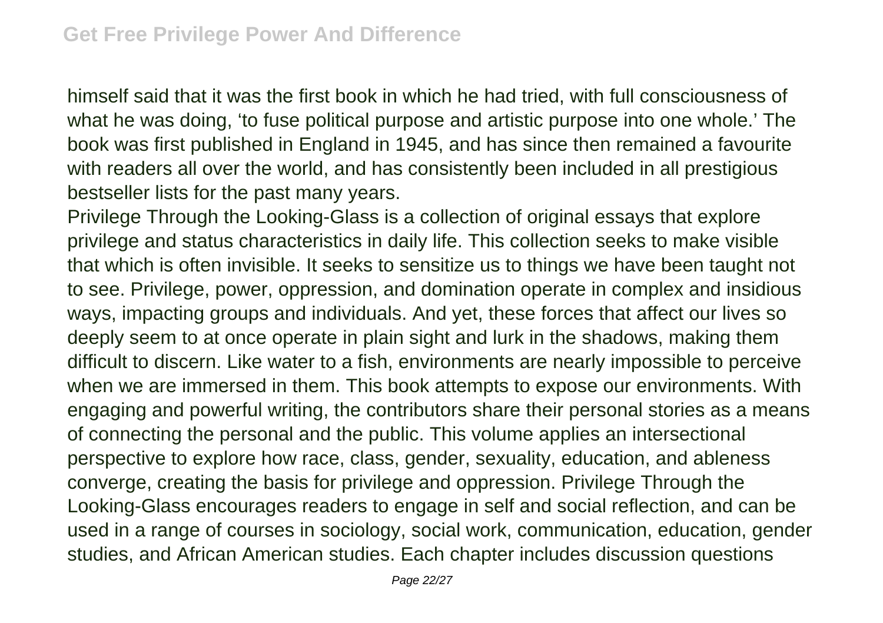himself said that it was the first book in which he had tried, with full consciousness of what he was doing, 'to fuse political purpose and artistic purpose into one whole.' The book was first published in England in 1945, and has since then remained a favourite with readers all over the world, and has consistently been included in all prestigious bestseller lists for the past many years.

Privilege Through the Looking-Glass is a collection of original essays that explore privilege and status characteristics in daily life. This collection seeks to make visible that which is often invisible. It seeks to sensitize us to things we have been taught not to see. Privilege, power, oppression, and domination operate in complex and insidious ways, impacting groups and individuals. And yet, these forces that affect our lives so deeply seem to at once operate in plain sight and lurk in the shadows, making them difficult to discern. Like water to a fish, environments are nearly impossible to perceive when we are immersed in them. This book attempts to expose our environments. With engaging and powerful writing, the contributors share their personal stories as a means of connecting the personal and the public. This volume applies an intersectional perspective to explore how race, class, gender, sexuality, education, and ableness converge, creating the basis for privilege and oppression. Privilege Through the Looking-Glass encourages readers to engage in self and social reflection, and can be used in a range of courses in sociology, social work, communication, education, gender studies, and African American studies. Each chapter includes discussion questions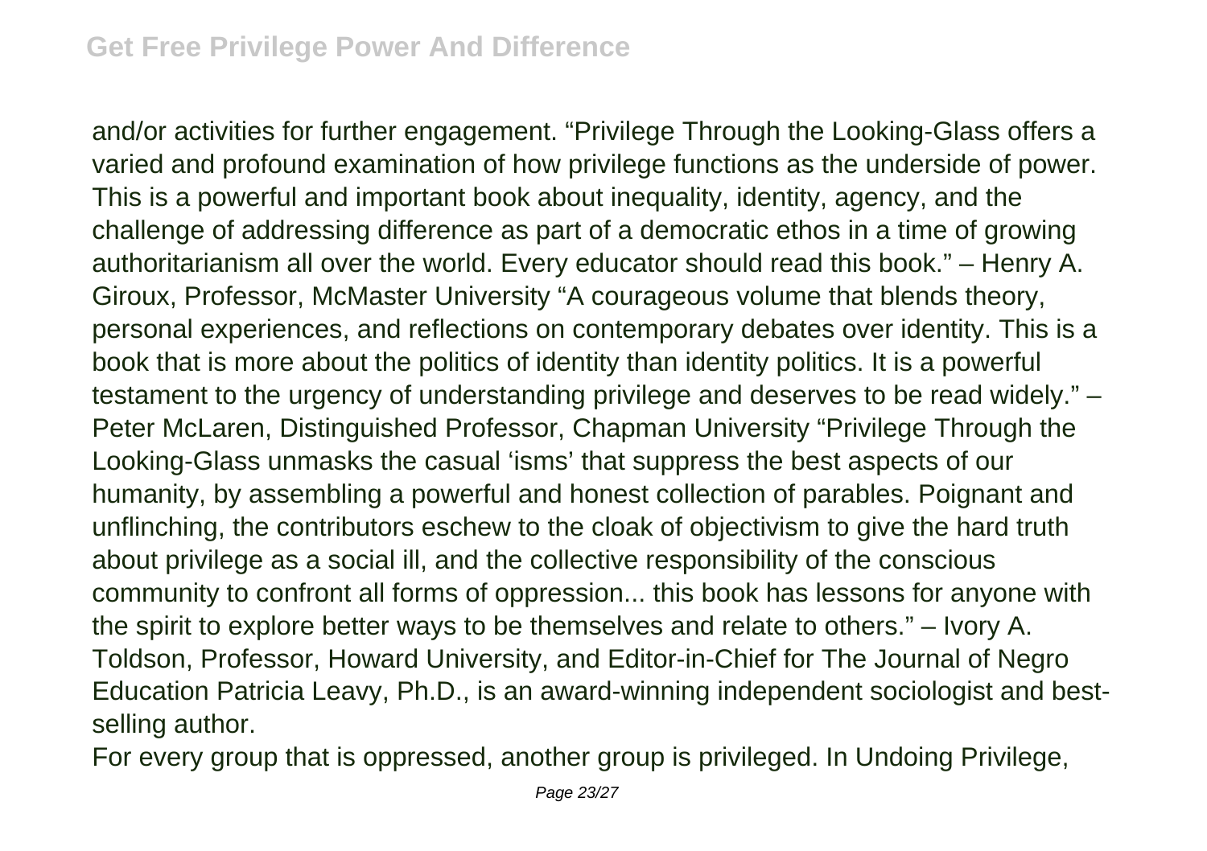and/or activities for further engagement. “Privilege Through the Looking-Glass offers a varied and profound examination of how privilege functions as the underside of power. This is a powerful and important book about inequality, identity, agency, and the challenge of addressing difference as part of a democratic ethos in a time of growing authoritarianism all over the world. Every educator should read this book.” – Henry A. Giroux, Professor, McMaster University “A courageous volume that blends theory, personal experiences, and reflections on contemporary debates over identity. This is a book that is more about the politics of identity than identity politics. It is a powerful testament to the urgency of understanding privilege and deserves to be read widely.” – Peter McLaren, Distinguished Professor, Chapman University “Privilege Through the Looking-Glass unmasks the casual ‘isms’ that suppress the best aspects of our humanity, by assembling a powerful and honest collection of parables. Poignant and unflinching, the contributors eschew to the cloak of objectivism to give the hard truth about privilege as a social ill, and the collective responsibility of the conscious community to confront all forms of oppression... this book has lessons for anyone with the spirit to explore better ways to be themselves and relate to others.” – Ivory A. Toldson, Professor, Howard University, and Editor-in-Chief for The Journal of Negro Education Patricia Leavy, Ph.D., is an award-winning independent sociologist and best-selling author.

For every group that is oppressed, another group is privileged. In Undoing Privilege,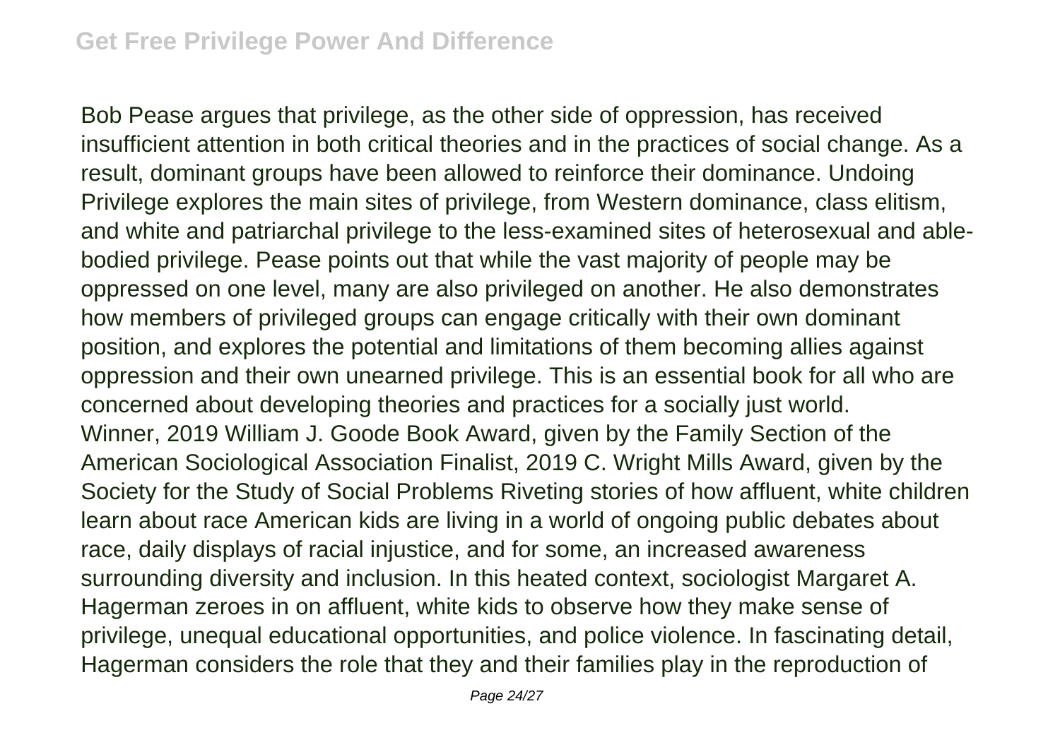Bob Pease argues that privilege, as the other side of oppression, has received insufficient attention in both critical theories and in the practices of social change. As a result, dominant groups have been allowed to reinforce their dominance. Undoing Privilege explores the main sites of privilege, from Western dominance, class elitism, and white and patriarchal privilege to the less-examined sites of heterosexual and able-bodied privilege. Pease points out that while the vast majority of people may be oppressed on one level, many are also privileged on another. He also demonstrates how members of privileged groups can engage critically with their own dominant position, and explores the potential and limitations of them becoming allies against oppression and their own unearned privilege. This is an essential book for all who are concerned about developing theories and practices for a socially just world.
Winner, 2019 William J. Goode Book Award, given by the Family Section of the American Sociological Association Finalist, 2019 C. Wright Mills Award, given by the Society for the Study of Social Problems Riveting stories of how affluent, white children learn about race American kids are living in a world of ongoing public debates about race, daily displays of racial injustice, and for some, an increased awareness surrounding diversity and inclusion. In this heated context, sociologist Margaret A. Hagerman zeroes in on affluent, white kids to observe how they make sense of privilege, unequal educational opportunities, and police violence. In fascinating detail, Hagerman considers the role that they and their families play in the reproduction of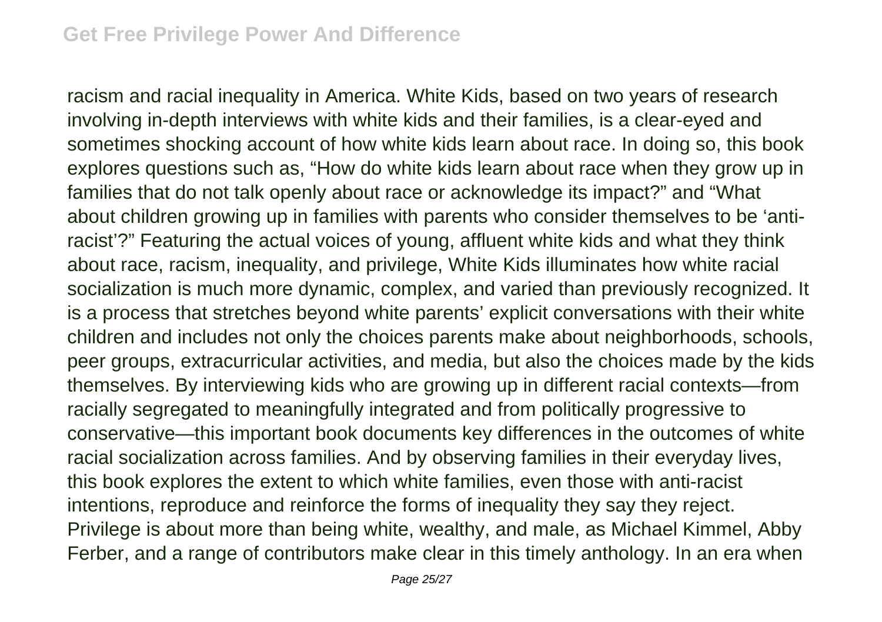racism and racial inequality in America. White Kids, based on two years of research involving in-depth interviews with white kids and their families, is a clear-eyed and sometimes shocking account of how white kids learn about race. In doing so, this book explores questions such as, “How do white kids learn about race when they grow up in families that do not talk openly about race or acknowledge its impact?” and “What about children growing up in families with parents who consider themselves to be ‘anti-racist’?” Featuring the actual voices of young, affluent white kids and what they think about race, racism, inequality, and privilege, White Kids illuminates how white racial socialization is much more dynamic, complex, and varied than previously recognized. It is a process that stretches beyond white parents’ explicit conversations with their white children and includes not only the choices parents make about neighborhoods, schools, peer groups, extracurricular activities, and media, but also the choices made by the kids themselves. By interviewing kids who are growing up in different racial contexts—from racially segregated to meaningfully integrated and from politically progressive to conservative—this important book documents key differences in the outcomes of white racial socialization across families. And by observing families in their everyday lives, this book explores the extent to which white families, even those with anti-racist intentions, reproduce and reinforce the forms of inequality they say they reject.
Privilege is about more than being white, wealthy, and male, as Michael Kimmel, Abby Ferber, and a range of contributors make clear in this timely anthology. In an era when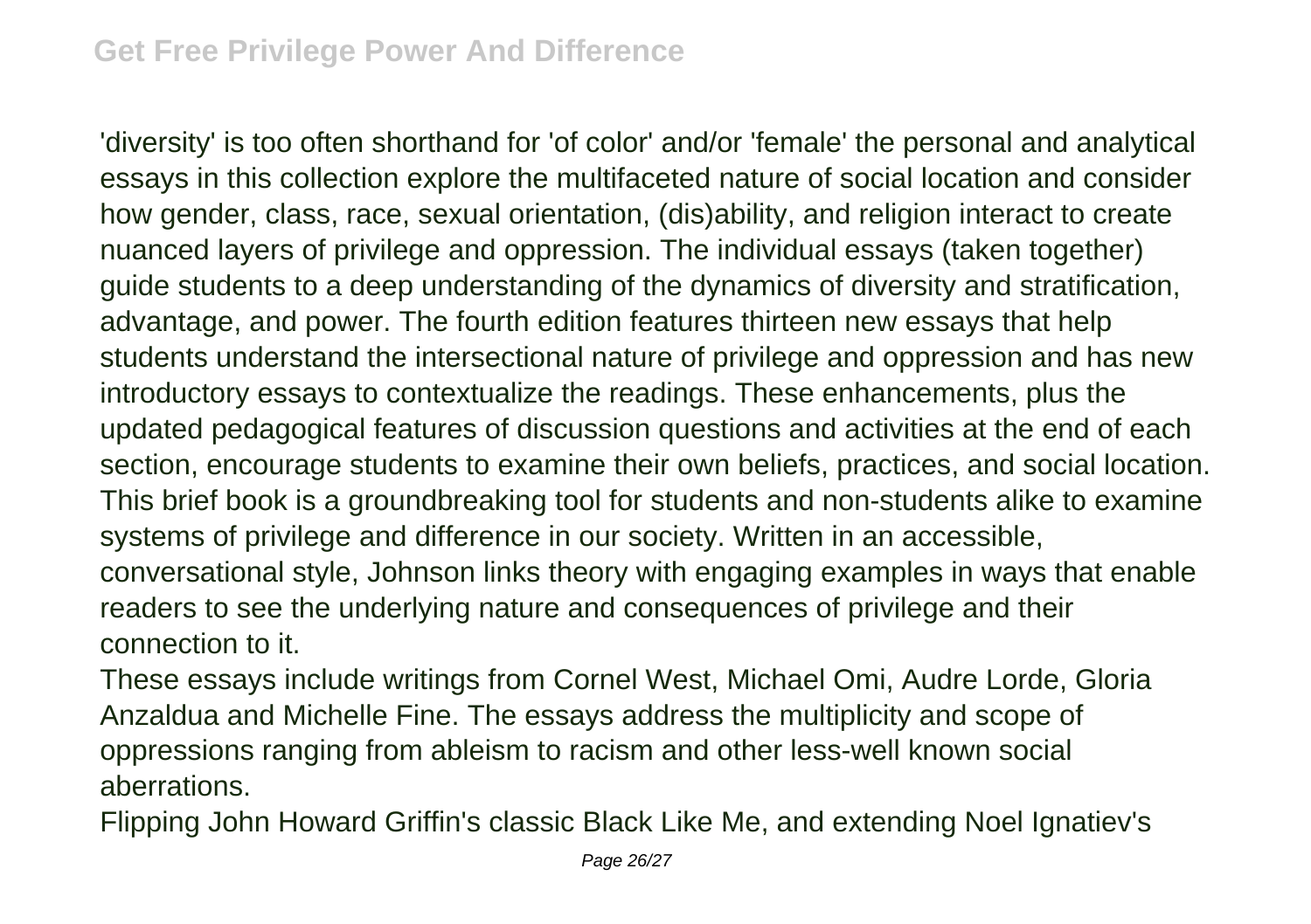'diversity' is too often shorthand for 'of color' and/or 'female' the personal and analytical essays in this collection explore the multifaceted nature of social location and consider how gender, class, race, sexual orientation, (dis)ability, and religion interact to create nuanced layers of privilege and oppression. The individual essays (taken together) guide students to a deep understanding of the dynamics of diversity and stratification, advantage, and power. The fourth edition features thirteen new essays that help students understand the intersectional nature of privilege and oppression and has new introductory essays to contextualize the readings. These enhancements, plus the updated pedagogical features of discussion questions and activities at the end of each section, encourage students to examine their own beliefs, practices, and social location. This brief book is a groundbreaking tool for students and non-students alike to examine systems of privilege and difference in our society. Written in an accessible, conversational style, Johnson links theory with engaging examples in ways that enable readers to see the underlying nature and consequences of privilege and their connection to it.

These essays include writings from Cornel West, Michael Omi, Audre Lorde, Gloria Anzaldua and Michelle Fine. The essays address the multiplicity and scope of oppressions ranging from ableism to racism and other less-well known social aberrations.

Flipping John Howard Griffin's classic Black Like Me, and extending Noel Ignatiev's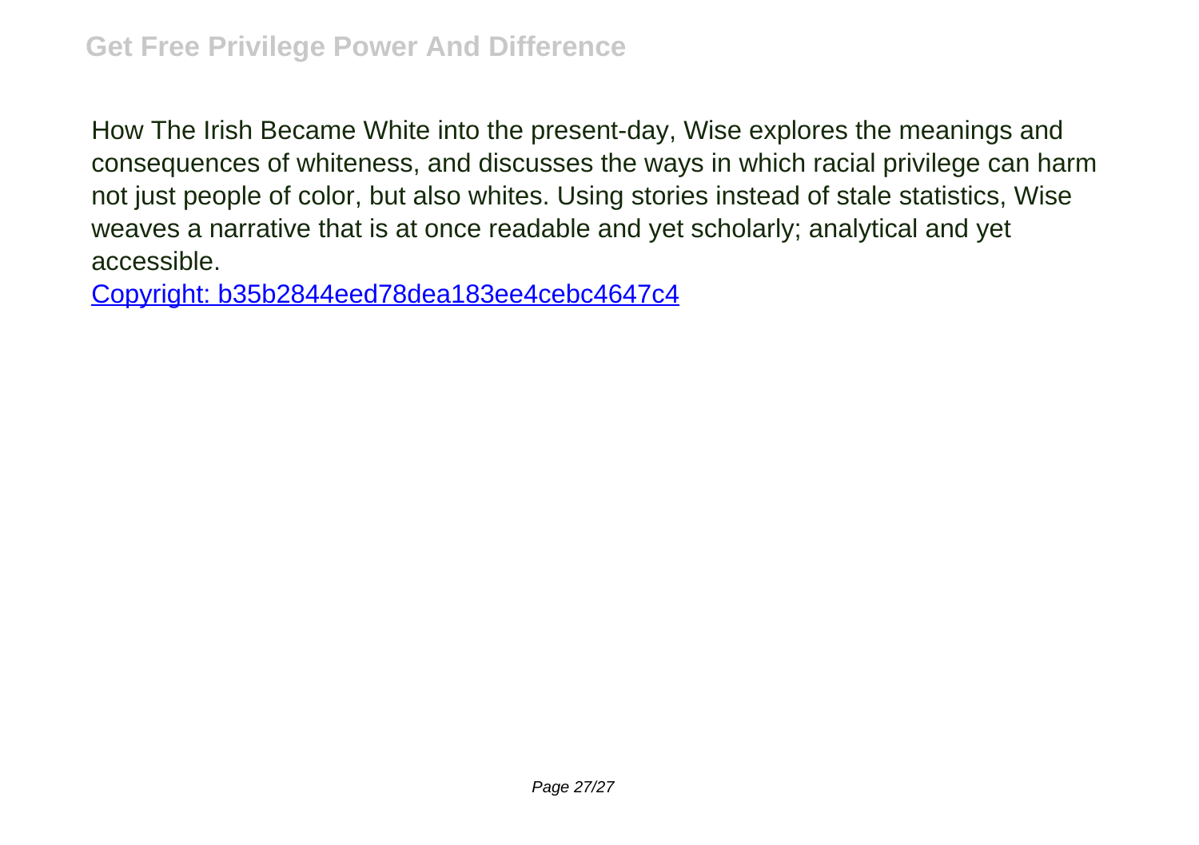How The Irish Became White into the present-day, Wise explores the meanings and consequences of whiteness, and discusses the ways in which racial privilege can harm not just people of color, but also whites. Using stories instead of stale statistics, Wise weaves a narrative that is at once readable and yet scholarly; analytical and yet accessible.

Copyright: b35b2844eed78dea183ee4cebc4647c4